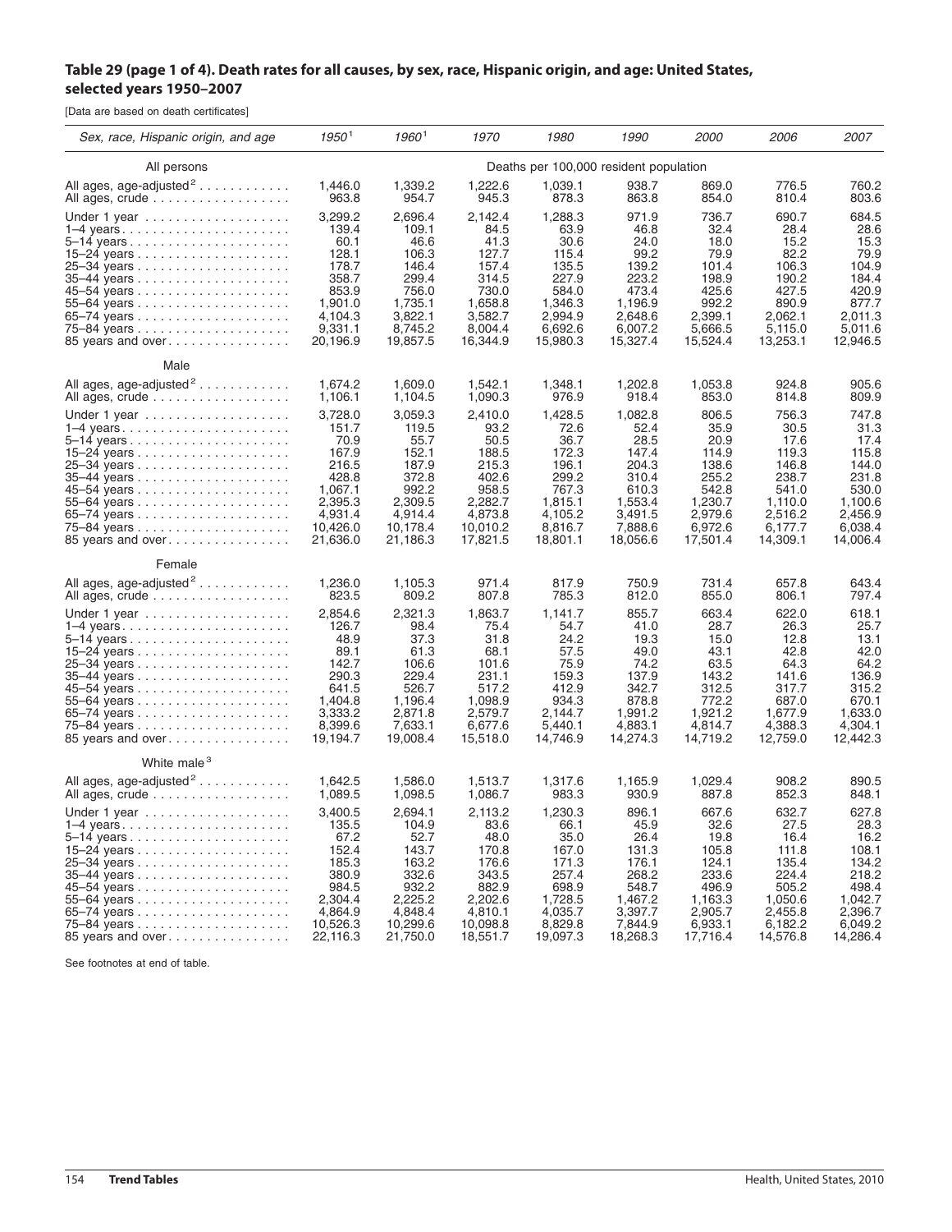## Table 29 (page 1 of 4). Death rates for all causes, by sex, race, Hispanic origin, and age: United States, selected years 1950–2007

[Data are based on death certificates]

| Sex, race, Hispanic origin, and age | 1950[1] | 1960[1] | 1970 | 1980 | 1990 | 2000 | 2006 | 2007 |
|---|---|---|---|---|---|---|---|---|
| All persons | Deaths per 100,000 resident population | | | | | | | |
| All ages, age-adjusted[2] | 1,446.0 | 1,339.2 | 1,222.6 | 1,039.1 | 938.7 | 869.0 | 776.5 | 760.2 |
| All ages, crude | 963.8 | 954.7 | 945.3 | 878.3 | 863.8 | 854.0 | 810.4 | 803.6 |
| Under 1 year | 3,299.2 | 2,696.4 | 2,142.4 | 1,288.3 | 971.9 | 736.7 | 690.7 | 684.5 |
| 1–4 years | 139.4 | 109.1 | 84.5 | 63.9 | 46.8 | 32.4 | 28.4 | 28.6 |
| 5–14 years | 60.1 | 46.6 | 41.3 | 30.6 | 24.0 | 18.0 | 15.2 | 15.3 |
| 15–24 years | 128.1 | 106.3 | 127.7 | 115.4 | 99.2 | 79.9 | 82.2 | 79.9 |
| 25–34 years | 178.7 | 146.4 | 157.4 | 135.5 | 139.2 | 101.4 | 106.3 | 104.9 |
| 35–44 years | 358.7 | 299.4 | 314.5 | 227.9 | 223.2 | 198.9 | 190.2 | 184.4 |
| 45–54 years | 853.9 | 756.0 | 730.0 | 584.0 | 473.4 | 425.6 | 427.5 | 420.9 |
| 55–64 years | 1,901.0 | 1,735.1 | 1,658.8 | 1,346.3 | 1,196.9 | 992.2 | 890.9 | 877.7 |
| 65–74 years | 4,104.3 | 3,822.1 | 3,582.7 | 2,994.9 | 2,648.6 | 2,399.1 | 2,062.1 | 2,011.3 |
| 75–84 years | 9,331.1 | 8,745.2 | 8,004.4 | 6,692.6 | 6,007.2 | 5,666.5 | 5,115.0 | 5,011.6 |
| 85 years and over | 20,196.9 | 19,857.5 | 16,344.9 | 15,980.3 | 15,327.4 | 15,524.4 | 13,253.1 | 12,946.5 |
| Male | | | | | | | | |
| All ages, age-adjusted[2] | 1,674.2 | 1,609.0 | 1,542.1 | 1,348.1 | 1,202.8 | 1,053.8 | 924.8 | 905.6 |
| All ages, crude | 1,106.1 | 1,104.5 | 1,090.3 | 976.9 | 918.4 | 853.0 | 814.8 | 809.9 |
| Under 1 year | 3,728.0 | 3,059.3 | 2,410.0 | 1,428.5 | 1,082.8 | 806.5 | 756.3 | 747.8 |
| 1–4 years | 151.7 | 119.5 | 93.2 | 72.6 | 52.4 | 35.9 | 30.5 | 31.3 |
| 5–14 years | 70.9 | 55.7 | 50.5 | 36.7 | 28.5 | 20.9 | 17.6 | 17.4 |
| 15–24 years | 167.9 | 152.1 | 188.5 | 172.3 | 147.4 | 114.9 | 119.3 | 115.8 |
| 25–34 years | 216.5 | 187.9 | 215.3 | 196.1 | 204.3 | 138.6 | 146.8 | 144.0 |
| 35–44 years | 428.8 | 372.8 | 402.6 | 299.2 | 310.4 | 255.2 | 238.7 | 231.8 |
| 45–54 years | 1,067.1 | 992.2 | 958.5 | 767.3 | 610.3 | 542.8 | 541.0 | 530.0 |
| 55–64 years | 2,395.3 | 2,309.5 | 2,282.7 | 1,815.1 | 1,553.4 | 1,230.7 | 1,110.0 | 1,100.6 |
| 65–74 years | 4,931.4 | 4,914.4 | 4,873.8 | 4,105.2 | 3,491.5 | 2,979.6 | 2,516.2 | 2,456.9 |
| 75–84 years | 10,426.0 | 10,178.4 | 10,010.2 | 8,816.7 | 7,888.6 | 6,972.6 | 6,177.7 | 6,038.4 |
| 85 years and over | 21,636.0 | 21,186.3 | 17,821.5 | 18,801.1 | 18,056.6 | 17,501.4 | 14,309.1 | 14,006.4 |
| Female | | | | | | | | |
| All ages, age-adjusted[2] | 1,236.0 | 1,105.3 | 971.4 | 817.9 | 750.9 | 731.4 | 657.8 | 643.4 |
| All ages, crude | 823.5 | 809.2 | 807.8 | 785.3 | 812.0 | 855.0 | 806.1 | 797.4 |
| Under 1 year | 2,854.6 | 2,321.3 | 1,863.7 | 1,141.7 | 855.7 | 663.4 | 622.0 | 618.1 |
| 1–4 years | 126.7 | 98.4 | 75.4 | 54.7 | 41.0 | 28.7 | 26.3 | 25.7 |
| 5–14 years | 48.9 | 37.3 | 31.8 | 24.2 | 19.3 | 15.0 | 12.8 | 13.1 |
| 15–24 years | 89.1 | 61.3 | 68.1 | 57.5 | 49.0 | 43.1 | 42.8 | 42.0 |
| 25–34 years | 142.7 | 106.6 | 101.6 | 75.9 | 74.2 | 63.5 | 64.3 | 64.2 |
| 35–44 years | 290.3 | 229.4 | 231.1 | 159.3 | 137.9 | 143.2 | 141.6 | 136.9 |
| 45–54 years | 641.5 | 526.7 | 517.2 | 412.9 | 342.7 | 312.5 | 317.7 | 315.2 |
| 55–64 years | 1,404.8 | 1,196.4 | 1,098.9 | 934.3 | 878.8 | 772.2 | 687.0 | 670.1 |
| 65–74 years | 3,333.2 | 2,871.8 | 2,579.7 | 2,144.7 | 1,991.2 | 1,921.2 | 1,677.9 | 1,633.0 |
| 75–84 years | 8,399.6 | 7,633.1 | 6,677.6 | 5,440.1 | 4,883.1 | 4,814.7 | 4,388.3 | 4,304.1 |
| 85 years and over | 19,194.7 | 19,008.4 | 15,518.0 | 14,746.9 | 14,274.3 | 14,719.2 | 12,759.0 | 12,442.3 |
| White male[3] | | | | | | | | |
| All ages, age-adjusted[2] | 1,642.5 | 1,586.0 | 1,513.7 | 1,317.6 | 1,165.9 | 1,029.4 | 908.2 | 890.5 |
| All ages, crude | 1,089.5 | 1,098.5 | 1,086.7 | 983.3 | 930.9 | 887.8 | 852.3 | 848.1 |
| Under 1 year | 3,400.5 | 2,694.1 | 2,113.2 | 1,230.3 | 896.1 | 667.6 | 632.7 | 627.8 |
| 1–4 years | 135.5 | 104.9 | 83.6 | 66.1 | 45.9 | 32.6 | 27.5 | 28.3 |
| 5–14 years | 67.2 | 52.7 | 48.0 | 35.0 | 26.4 | 19.8 | 16.4 | 16.2 |
| 15–24 years | 152.4 | 143.7 | 170.8 | 167.0 | 131.3 | 105.8 | 111.8 | 108.1 |
| 25–34 years | 185.3 | 163.2 | 176.6 | 171.3 | 176.1 | 124.1 | 135.4 | 134.2 |
| 35–44 years | 380.9 | 332.6 | 343.5 | 257.4 | 268.2 | 233.6 | 224.4 | 218.2 |
| 45–54 years | 984.5 | 932.2 | 882.9 | 698.9 | 548.7 | 496.9 | 505.2 | 498.4 |
| 55–64 years | 2,304.4 | 2,225.2 | 2,202.6 | 1,728.5 | 1,467.2 | 1,163.3 | 1,050.6 | 1,042.7 |
| 65–74 years | 4,864.9 | 4,848.4 | 4,810.1 | 4,035.7 | 3,397.7 | 2,905.7 | 2,455.8 | 2,396.7 |
| 75–84 years | 10,526.3 | 10,299.6 | 10,098.8 | 8,829.8 | 7,844.9 | 6,933.1 | 6,182.2 | 6,049.2 |
| 85 years and over | 22,116.3 | 21,750.0 | 18,551.7 | 19,097.3 | 18,268.3 | 17,716.4 | 14,576.8 | 14,286.4 |

See footnotes at end of table.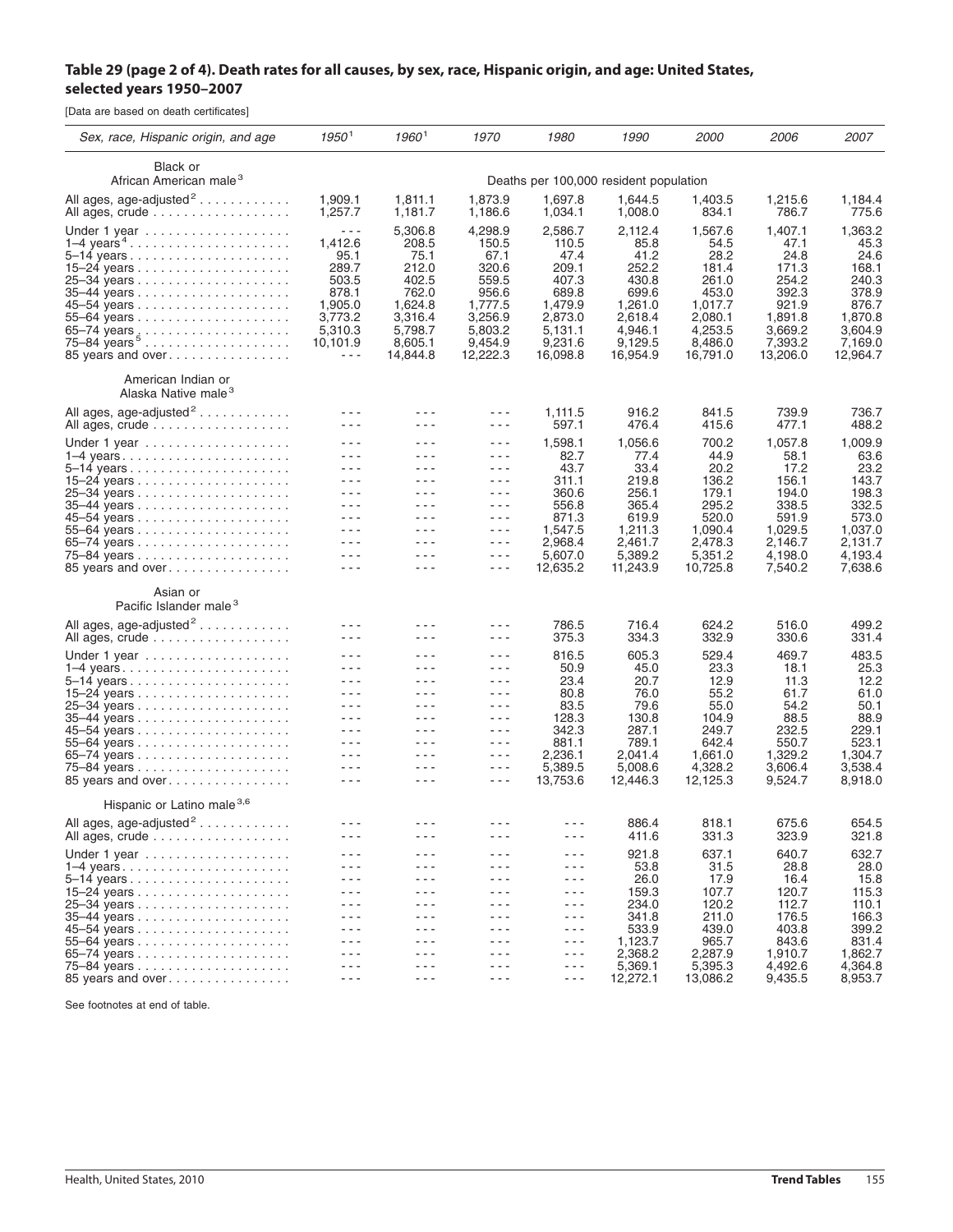## Table 29 (page 2 of 4). Death rates for all causes, by sex, race, Hispanic origin, and age: United States, selected years 1950–2007

[Data are based on death certificates]

| Sex, race, Hispanic origin, and age | 1950[1] | 1960[1] | 1970 | 1980 | 1990 | 2000 | 2006 | 2007 |
|---|---|---|---|---|---|---|---|---|
| **Black or African American male[3]** | | | | Deaths per 100,000 resident population | | | | |
| All ages, age-adjusted[2] | 1,909.1 | 1,811.1 | 1,873.9 | 1,697.8 | 1,644.5 | 1,403.5 | 1,215.6 | 1,184.4 |
| All ages, crude | 1,257.7 | 1,181.7 | 1,186.6 | 1,034.1 | 1,008.0 | 834.1 | 786.7 | 775.6 |
| Under 1 year | - - - | 5,306.8 | 4,298.9 | 2,586.7 | 2,112.4 | 1,567.6 | 1,407.1 | 1,363.2 |
| 1–4 years[4] | 1,412.6 | 208.5 | 150.5 | 110.5 | 85.8 | 54.5 | 47.1 | 45.3 |
| 5–14 years | 95.1 | 75.1 | 67.1 | 47.4 | 41.2 | 28.2 | 24.8 | 24.6 |
| 15–24 years | 289.7 | 212.0 | 320.6 | 209.1 | 252.2 | 181.4 | 171.3 | 168.1 |
| 25–34 years | 503.5 | 402.5 | 559.5 | 407.3 | 430.8 | 261.0 | 254.2 | 240.3 |
| 35–44 years | 878.1 | 762.0 | 956.6 | 689.8 | 699.6 | 453.0 | 392.3 | 378.9 |
| 45–54 years | 1,905.0 | 1,624.8 | 1,777.5 | 1,479.9 | 1,261.0 | 1,017.7 | 921.9 | 876.7 |
| 55–64 years | 3,773.2 | 3,316.4 | 3,256.9 | 2,873.0 | 2,618.4 | 2,080.1 | 1,891.8 | 1,870.8 |
| 65–74 years | 5,310.3 | 5,798.7 | 5,803.2 | 5,131.1 | 4,946.1 | 4,253.5 | 3,669.2 | 3,604.9 |
| 75–84 years[5] | 10,101.9 | 8,605.1 | 9,454.9 | 9,231.6 | 9,129.5 | 8,486.0 | 7,393.2 | 7,169.0 |
| 85 years and over | - - - | 14,844.8 | 12,222.3 | 16,098.8 | 16,954.9 | 16,791.0 | 13,206.0 | 12,964.7 |
| **American Indian or Alaska Native male[3]** | | | | | | | | |
| All ages, age-adjusted[2] | - - - | - - - | - - - | 1,111.5 | 916.2 | 841.5 | 739.9 | 736.7 |
| All ages, crude | - - - | - - - | - - - | 597.1 | 476.4 | 415.6 | 477.1 | 488.2 |
| Under 1 year | - - - | - - - | - - - | 1,598.1 | 1,056.6 | 700.2 | 1,057.8 | 1,009.9 |
| 1–4 years | - - - | - - - | - - - | 82.7 | 77.4 | 44.9 | 58.1 | 63.6 |
| 5–14 years | - - - | - - - | - - - | 43.7 | 33.4 | 20.2 | 17.2 | 23.2 |
| 15–24 years | - - - | - - - | - - - | 311.1 | 219.8 | 136.2 | 156.1 | 143.7 |
| 25–34 years | - - - | - - - | - - - | 360.6 | 256.1 | 179.1 | 194.0 | 198.3 |
| 35–44 years | - - - | - - - | - - - | 556.8 | 365.4 | 295.2 | 338.5 | 332.5 |
| 45–54 years | - - - | - - - | - - - | 871.3 | 619.9 | 520.0 | 591.9 | 573.0 |
| 55–64 years | - - - | - - - | - - - | 1,547.5 | 1,211.3 | 1,090.4 | 1,029.5 | 1,037.0 |
| 65–74 years | - - - | - - - | - - - | 2,968.4 | 2,461.7 | 2,478.3 | 2,146.7 | 2,131.7 |
| 75–84 years | - - - | - - - | - - - | 5,607.0 | 5,389.2 | 5,351.2 | 4,198.0 | 4,193.4 |
| 85 years and over | - - - | - - - | - - - | 12,635.2 | 11,243.9 | 10,725.8 | 7,540.2 | 7,638.6 |
| **Asian or Pacific Islander male[3]** | | | | | | | | |
| All ages, age-adjusted[2] | - - - | - - - | - - - | 786.5 | 716.4 | 624.2 | 516.0 | 499.2 |
| All ages, crude | - - - | - - - | - - - | 375.3 | 334.3 | 332.9 | 330.6 | 331.4 |
| Under 1 year | - - - | - - - | - - - | 816.5 | 605.3 | 529.4 | 469.7 | 483.5 |
| 1–4 years | - - - | - - - | - - - | 50.9 | 45.0 | 23.3 | 18.1 | 25.3 |
| 5–14 years | - - - | - - - | - - - | 23.4 | 20.7 | 12.9 | 11.3 | 12.2 |
| 15–24 years | - - - | - - - | - - - | 80.8 | 76.0 | 55.2 | 61.7 | 61.0 |
| 25–34 years | - - - | - - - | - - - | 83.5 | 79.6 | 55.0 | 54.2 | 50.1 |
| 35–44 years | - - - | - - - | - - - | 128.3 | 130.8 | 104.9 | 88.5 | 88.9 |
| 45–54 years | - - - | - - - | - - - | 342.3 | 287.1 | 249.7 | 232.5 | 229.1 |
| 55–64 years | - - - | - - - | - - - | 881.1 | 789.1 | 642.4 | 550.7 | 523.1 |
| 65–74 years | - - - | - - - | - - - | 2,236.1 | 2,041.4 | 1,661.0 | 1,329.2 | 1,304.7 |
| 75–84 years | - - - | - - - | - - - | 5,389.5 | 5,008.6 | 4,328.2 | 3,606.4 | 3,538.4 |
| 85 years and over | - - - | - - - | - - - | 13,753.6 | 12,446.3 | 12,125.3 | 9,524.7 | 8,918.0 |
| **Hispanic or Latino male[3,6]** | | | | | | | | |
| All ages, age-adjusted[2] | - - - | - - - | - - - | - - - | 886.4 | 818.1 | 675.6 | 654.5 |
| All ages, crude | - - - | - - - | - - - | - - - | 411.6 | 331.3 | 323.9 | 321.8 |
| Under 1 year | - - - | - - - | - - - | - - - | 921.8 | 637.1 | 640.7 | 632.7 |
| 1–4 years | - - - | - - - | - - - | - - - | 53.8 | 31.5 | 28.8 | 28.0 |
| 5–14 years | - - - | - - - | - - - | - - - | 26.0 | 17.9 | 16.4 | 15.8 |
| 15–24 years | - - - | - - - | - - - | - - - | 159.3 | 107.7 | 120.7 | 115.3 |
| 25–34 years | - - - | - - - | - - - | - - - | 234.0 | 120.2 | 112.7 | 110.1 |
| 35–44 years | - - - | - - - | - - - | - - - | 341.8 | 211.0 | 176.5 | 166.3 |
| 45–54 years | - - - | - - - | - - - | - - - | 533.9 | 439.0 | 403.8 | 399.2 |
| 55–64 years | - - - | - - - | - - - | - - - | 1,123.7 | 965.7 | 843.6 | 831.4 |
| 65–74 years | - - - | - - - | - - - | - - - | 2,368.2 | 2,287.9 | 1,910.7 | 1,862.7 |
| 75–84 years | - - - | - - - | - - - | - - - | 5,369.1 | 5,395.3 | 4,492.6 | 4,364.8 |
| 85 years and over | - - - | - - - | - - - | - - - | 12,272.1 | 13,086.2 | 9,435.5 | 8,953.7 |

See footnotes at end of table.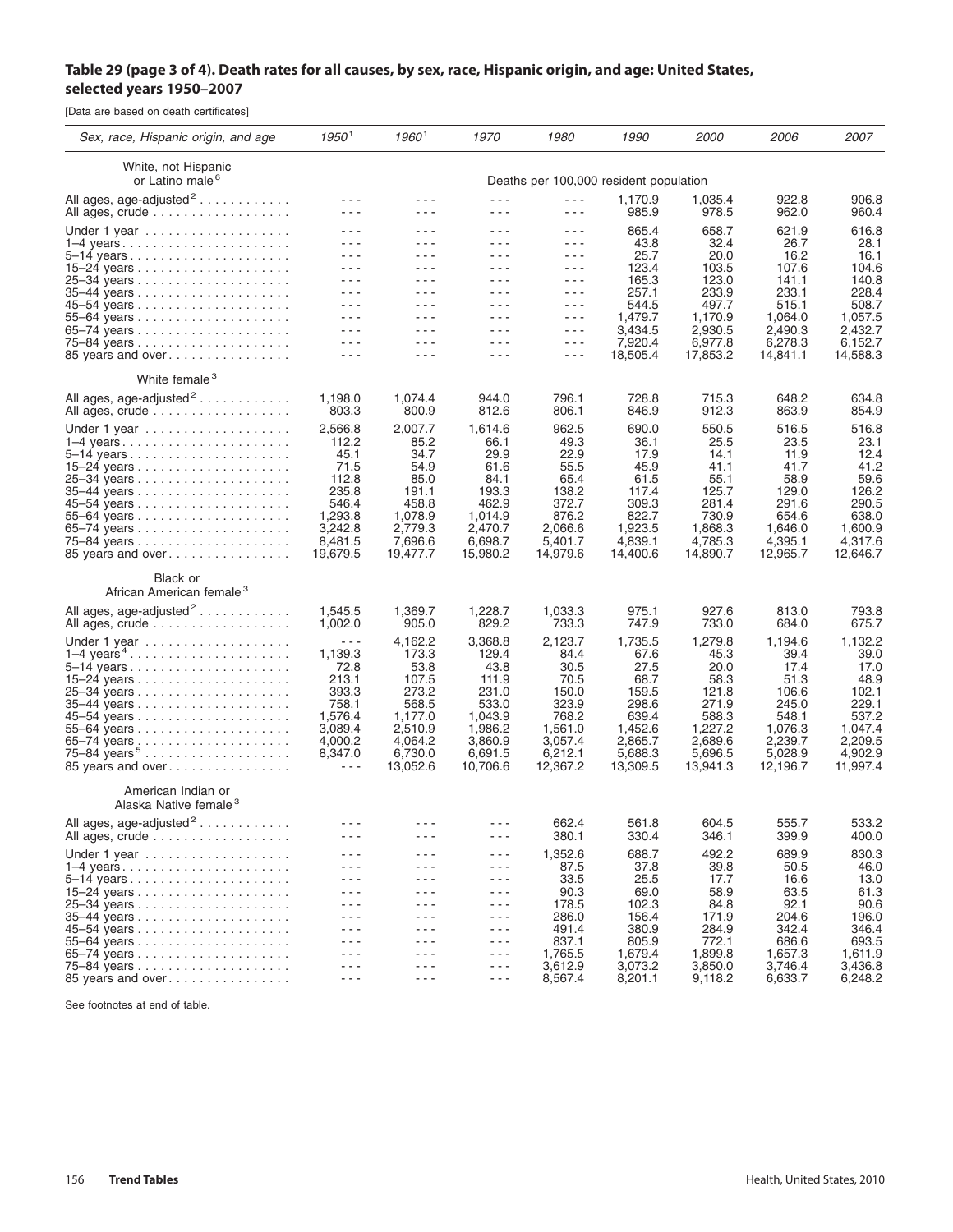## Table 29 (page 3 of 4). Death rates for all causes, by sex, race, Hispanic origin, and age: United States, selected years 1950–2007

[Data are based on death certificates]

| Sex, race, Hispanic origin, and age | 1950[1] | 1960[1] | 1970 | 1980 | 1990 | 2000 | 2006 | 2007 |
|---|---|---|---|---|---|---|---|---|
| **White, not Hispanic or Latino male[6]** | | | | Deaths per 100,000 resident population | | | | |
| All ages, age-adjusted[2] | - - - | - - - | - - - | - - - | 1,170.9 | 1,035.4 | 922.8 | 906.8 |
| All ages, crude | - - - | - - - | - - - | - - - | 985.9 | 978.5 | 962.0 | 960.4 |
| Under 1 year | - - - | - - - | - - - | - - - | 865.4 | 658.7 | 621.9 | 616.8 |
| 1–4 years | - - - | - - - | - - - | - - - | 43.8 | 32.4 | 26.7 | 28.1 |
| 5–14 years | - - - | - - - | - - - | - - - | 25.7 | 20.0 | 16.2 | 16.1 |
| 15–24 years | - - - | - - - | - - - | - - - | 123.4 | 103.5 | 107.6 | 104.6 |
| 25–34 years | - - - | - - - | - - - | - - - | 165.3 | 123.0 | 141.1 | 140.8 |
| 35–44 years | - - - | - - - | - - - | - - - | 257.1 | 233.9 | 233.1 | 228.4 |
| 45–54 years | - - - | - - - | - - - | - - - | 544.5 | 497.7 | 515.1 | 508.7 |
| 55–64 years | - - - | - - - | - - - | - - - | 1,479.7 | 1,170.9 | 1,064.0 | 1,057.5 |
| 65–74 years | - - - | - - - | - - - | - - - | 3,434.5 | 2,930.5 | 2,490.3 | 2,432.7 |
| 75–84 years | - - - | - - - | - - - | - - - | 7,920.4 | 6,977.8 | 6,278.3 | 6,152.7 |
| 85 years and over | - - - | - - - | - - - | - - - | 18,505.4 | 17,853.2 | 14,841.1 | 14,588.3 |
| **White female[3]** | | | | | | | | |
| All ages, age-adjusted[2] | 1,198.0 | 1,074.4 | 944.0 | 796.1 | 728.8 | 715.3 | 648.2 | 634.8 |
| All ages, crude | 803.3 | 800.9 | 812.6 | 806.1 | 846.9 | 912.3 | 863.9 | 854.9 |
| Under 1 year | 2,566.8 | 2,007.7 | 1,614.6 | 962.5 | 690.0 | 550.5 | 516.5 | 516.8 |
| 1–4 years | 112.2 | 85.2 | 66.1 | 49.3 | 36.1 | 25.5 | 23.5 | 23.1 |
| 5–14 years | 45.1 | 34.7 | 29.9 | 22.9 | 17.9 | 14.1 | 11.9 | 12.4 |
| 15–24 years | 71.5 | 54.9 | 61.6 | 55.5 | 45.9 | 41.1 | 41.7 | 41.2 |
| 25–34 years | 112.8 | 85.0 | 84.1 | 65.4 | 61.5 | 55.1 | 58.9 | 59.6 |
| 35–44 years | 235.8 | 191.1 | 193.3 | 138.2 | 117.4 | 125.7 | 129.0 | 126.2 |
| 45–54 years | 546.4 | 458.8 | 462.9 | 372.7 | 309.3 | 281.4 | 291.6 | 290.5 |
| 55–64 years | 1,293.8 | 1,078.9 | 1,014.9 | 876.2 | 822.7 | 730.9 | 654.6 | 638.0 |
| 65–74 years | 3,242.8 | 2,779.3 | 2,470.7 | 2,066.6 | 1,923.5 | 1,868.3 | 1,646.0 | 1,600.9 |
| 75–84 years | 8,481.5 | 7,696.6 | 6,698.7 | 5,401.7 | 4,839.1 | 4,785.3 | 4,395.1 | 4,317.6 |
| 85 years and over | 19,679.5 | 19,477.7 | 15,980.2 | 14,979.6 | 14,400.6 | 14,890.7 | 12,965.7 | 12,646.7 |
| **Black or African American female[3]** | | | | | | | | |
| All ages, age-adjusted[2] | 1,545.5 | 1,369.7 | 1,228.7 | 1,033.3 | 975.1 | 927.6 | 813.0 | 793.8 |
| All ages, crude | 1,002.0 | 905.0 | 829.2 | 733.3 | 747.9 | 733.0 | 684.0 | 675.7 |
| Under 1 year | - - - | 4,162.2 | 3,368.8 | 2,123.7 | 1,735.5 | 1,279.8 | 1,194.6 | 1,132.2 |
| 1–4 years[4] | 1,139.3 | 173.3 | 129.4 | 84.4 | 67.6 | 45.3 | 39.4 | 39.0 |
| 5–14 years | 72.8 | 53.8 | 43.8 | 30.5 | 27.5 | 20.0 | 17.4 | 17.0 |
| 15–24 years | 213.1 | 107.5 | 111.9 | 70.5 | 68.7 | 58.3 | 51.3 | 48.9 |
| 25–34 years | 393.3 | 273.2 | 231.0 | 150.0 | 159.5 | 121.8 | 106.6 | 102.1 |
| 35–44 years | 758.1 | 568.5 | 533.0 | 323.9 | 298.6 | 271.9 | 245.0 | 229.1 |
| 45–54 years | 1,576.4 | 1,177.0 | 1,043.9 | 768.2 | 639.4 | 588.3 | 548.1 | 537.2 |
| 55–64 years | 3,089.4 | 2,510.9 | 1,986.2 | 1,561.0 | 1,452.6 | 1,227.2 | 1,076.3 | 1,047.4 |
| 65–74 years | 4,000.2 | 4,064.2 | 3,860.9 | 3,057.4 | 2,865.7 | 2,689.6 | 2,239.7 | 2,209.5 |
| 75–84 years[5] | 8,347.0 | 6,730.0 | 6,691.5 | 6,212.1 | 5,688.3 | 5,696.5 | 5,028.9 | 4,902.9 |
| 85 years and over | - - - | 13,052.6 | 10,706.6 | 12,367.2 | 13,309.5 | 13,941.3 | 12,196.7 | 11,997.4 |
| **American Indian or Alaska Native female[3]** | | | | | | | | |
| All ages, age-adjusted[2] | - - - | - - - | - - - | 662.4 | 561.8 | 604.5 | 555.7 | 533.2 |
| All ages, crude | - - - | - - - | - - - | 380.1 | 330.4 | 346.1 | 399.9 | 400.0 |
| Under 1 year | - - - | - - - | - - - | 1,352.6 | 688.7 | 492.2 | 689.9 | 830.3 |
| 1–4 years | - - - | - - - | - - - | 87.5 | 37.8 | 39.8 | 50.5 | 46.0 |
| 5–14 years | - - - | - - - | - - - | 33.5 | 25.5 | 17.7 | 16.6 | 13.0 |
| 15–24 years | - - - | - - - | - - - | 90.3 | 69.0 | 58.9 | 63.5 | 61.3 |
| 25–34 years | - - - | - - - | - - - | 178.5 | 102.3 | 84.8 | 92.1 | 90.6 |
| 35–44 years | - - - | - - - | - - - | 286.0 | 156.4 | 171.9 | 204.6 | 196.0 |
| 45–54 years | - - - | - - - | - - - | 491.4 | 380.9 | 284.9 | 342.4 | 346.4 |
| 55–64 years | - - - | - - - | - - - | 837.1 | 805.9 | 772.1 | 686.6 | 693.5 |
| 65–74 years | - - - | - - - | - - - | 1,765.5 | 1,679.4 | 1,899.8 | 1,657.3 | 1,611.9 |
| 75–84 years | - - - | - - - | - - - | 3,612.9 | 3,073.2 | 3,850.0 | 3,746.4 | 3,436.8 |
| 85 years and over | - - - | - - - | - - - | 8,567.4 | 8,201.1 | 9,118.2 | 6,633.7 | 6,248.2 |

See footnotes at end of table.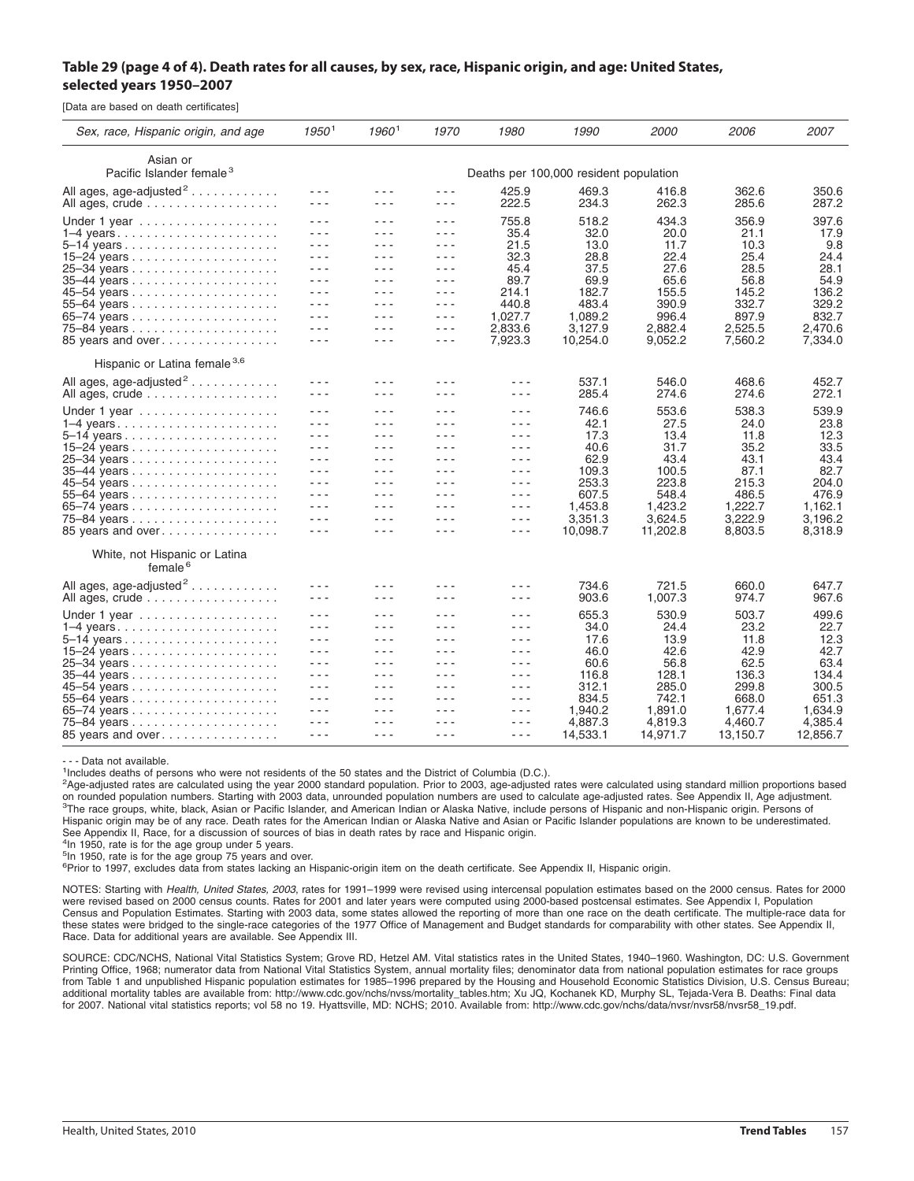### Table 29 (page 4 of 4). Death rates for all causes, by sex, race, Hispanic origin, and age: United States, selected years 1950–2007

[Data are based on death certificates]

| *Sex, race, Hispanic origin, and age* | *1950*[1] | *1960*[1] | *1970* | *1980* | *1990* | *2000* | *2006* | *2007* |
|---|---|---|---|---|---|---|---|---|
| Asian or Pacific Islander female[3] | | | | Deaths per 100,000 resident population | | | | |
| All ages, age-adjusted[2] | - - - | - - - | - - - | 425.9 | 469.3 | 416.8 | 362.6 | 350.6 |
| All ages, crude | - - - | - - - | - - - | 222.5 | 234.3 | 262.3 | 285.6 | 287.2 |
| Under 1 year | - - - | - - - | - - - | 755.8 | 518.2 | 434.3 | 356.9 | 397.6 |
| 1–4 years | - - - | - - - | - - - | 35.4 | 32.0 | 20.0 | 21.1 | 17.9 |
| 5–14 years | - - - | - - - | - - - | 21.5 | 13.0 | 11.7 | 10.3 | 9.8 |
| 15–24 years | - - - | - - - | - - - | 32.3 | 28.8 | 22.4 | 25.4 | 24.4 |
| 25–34 years | - - - | - - - | - - - | 45.4 | 37.5 | 27.6 | 28.5 | 28.1 |
| 35–44 years | - - - | - - - | - - - | 89.7 | 69.9 | 65.6 | 56.8 | 54.9 |
| 45–54 years | - - - | - - - | - - - | 214.1 | 182.7 | 155.5 | 145.2 | 136.2 |
| 55–64 years | - - - | - - - | - - - | 440.8 | 483.4 | 390.9 | 332.7 | 329.2 |
| 65–74 years | - - - | - - - | - - - | 1,027.7 | 1,089.2 | 996.4 | 897.9 | 832.7 |
| 75–84 years | - - - | - - - | - - - | 2,833.6 | 3,127.9 | 2,882.4 | 2,525.5 | 2,470.6 |
| 85 years and over | - - - | - - - | - - - | 7,923.3 | 10,254.0 | 9,052.2 | 7,560.2 | 7,334.0 |
| Hispanic or Latina female[3,6] | | | | | | | | |
| All ages, age-adjusted[2] | - - - | - - - | - - - | - - - | 537.1 | 546.0 | 468.6 | 452.7 |
| All ages, crude | - - - | - - - | - - - | - - - | 285.4 | 274.6 | 274.6 | 272.1 |
| Under 1 year | - - - | - - - | - - - | - - - | 746.6 | 553.6 | 538.3 | 539.9 |
| 1–4 years | - - - | - - - | - - - | - - - | 42.1 | 27.5 | 24.0 | 23.8 |
| 5–14 years | - - - | - - - | - - - | - - - | 17.3 | 13.4 | 11.8 | 12.3 |
| 15–24 years | - - - | - - - | - - - | - - - | 40.6 | 31.7 | 35.2 | 33.5 |
| 25–34 years | - - - | - - - | - - - | - - - | 62.9 | 43.4 | 43.1 | 43.4 |
| 35–44 years | - - - | - - - | - - - | - - - | 109.3 | 100.5 | 87.1 | 82.7 |
| 45–54 years | - - - | - - - | - - - | - - - | 253.3 | 223.8 | 215.3 | 204.0 |
| 55–64 years | - - - | - - - | - - - | - - - | 607.5 | 548.4 | 486.5 | 476.9 |
| 65–74 years | - - - | - - - | - - - | - - - | 1,453.8 | 1,423.2 | 1,222.7 | 1,162.1 |
| 75–84 years | - - - | - - - | - - - | - - - | 3,351.3 | 3,624.5 | 3,222.9 | 3,196.2 |
| 85 years and over | - - - | - - - | - - - | - - - | 10,098.7 | 11,202.8 | 8,803.5 | 8,318.9 |
| White, not Hispanic or Latina female[6] | | | | | | | | |
| All ages, age-adjusted[2] | - - - | - - - | - - - | - - - | 734.6 | 721.5 | 660.0 | 647.7 |
| All ages, crude | - - - | - - - | - - - | - - - | 903.6 | 1,007.3 | 974.7 | 967.6 |
| Under 1 year | - - - | - - - | - - - | - - - | 655.3 | 530.9 | 503.7 | 499.6 |
| 1–4 years | - - - | - - - | - - - | - - - | 34.0 | 24.4 | 23.2 | 22.7 |
| 5–14 years | - - - | - - - | - - - | - - - | 17.6 | 13.9 | 11.8 | 12.3 |
| 15–24 years | - - - | - - - | - - - | - - - | 46.0 | 42.6 | 42.9 | 42.7 |
| 25–34 years | - - - | - - - | - - - | - - - | 60.6 | 56.8 | 62.5 | 63.4 |
| 35–44 years | - - - | - - - | - - - | - - - | 116.8 | 128.1 | 136.3 | 134.4 |
| 45–54 years | - - - | - - - | - - - | - - - | 312.1 | 285.0 | 299.8 | 300.5 |
| 55–64 years | - - - | - - - | - - - | - - - | 834.5 | 742.1 | 668.0 | 651.3 |
| 65–74 years | - - - | - - - | - - - | - - - | 1,940.2 | 1,891.0 | 1,677.4 | 1,634.9 |
| 75–84 years | - - - | - - - | - - - | - - - | 4,887.3 | 4,819.3 | 4,460.7 | 4,385.4 |
| 85 years and over | - - - | - - - | - - - | - - - | 14,533.1 | 14,971.7 | 13,150.7 | 12,856.7 |

- - - Data not available.
[1]Includes deaths of persons who were not residents of the 50 states and the District of Columbia (D.C.).
[2]Age-adjusted rates are calculated using the year 2000 standard population. Prior to 2003, age-adjusted rates were calculated using standard million proportions based on rounded population numbers. Starting with 2003 data, unrounded population numbers are used to calculate age-adjusted rates. See Appendix II, Age adjustment.
[3]The race groups, white, black, Asian or Pacific Islander, and American Indian or Alaska Native, include persons of Hispanic and non-Hispanic origin. Persons of Hispanic origin may be of any race. Death rates for the American Indian or Alaska Native and Asian or Pacific Islander populations are known to be underestimated. See Appendix II, Race, for a discussion of sources of bias in death rates by race and Hispanic origin.
[4]In 1950, rate is for the age group under 5 years.
[5]In 1950, rate is for the age group 75 years and over.
[6]Prior to 1997, excludes data from states lacking an Hispanic-origin item on the death certificate. See Appendix II, Hispanic origin.

NOTES: Starting with *Health, United States, 2003*, rates for 1991–1999 were revised using intercensal population estimates based on the 2000 census. Rates for 2000 were revised based on 2000 census counts. Rates for 2001 and later years were computed using 2000-based postcensal estimates. See Appendix I, Population Census and Population Estimates. Starting with 2003 data, some states allowed the reporting of more than one race on the death certificate. The multiple-race data for these states were bridged to the single-race categories of the 1977 Office of Management and Budget standards for comparability with other states. See Appendix II, Race. Data for additional years are available. See Appendix III.

SOURCE: CDC/NCHS, National Vital Statistics System; Grove RD, Hetzel AM. Vital statistics rates in the United States, 1940–1960. Washington, DC: U.S. Government Printing Office, 1968; numerator data from National Vital Statistics System, annual mortality files; denominator data from national population estimates for race groups from Table 1 and unpublished Hispanic population estimates for 1985–1996 prepared by the Housing and Household Economic Statistics Division, U.S. Census Bureau; additional mortality tables are available from: http://www.cdc.gov/nchs/nvss/mortality_tables.htm; Xu JQ, Kochanek KD, Murphy SL, Tejada-Vera B. Deaths: Final data for 2007. National vital statistics reports; vol 58 no 19. Hyattsville, MD: NCHS; 2010. Available from: http://www.cdc.gov/nchs/data/nvsr/nvsr58/nvsr58_19.pdf.